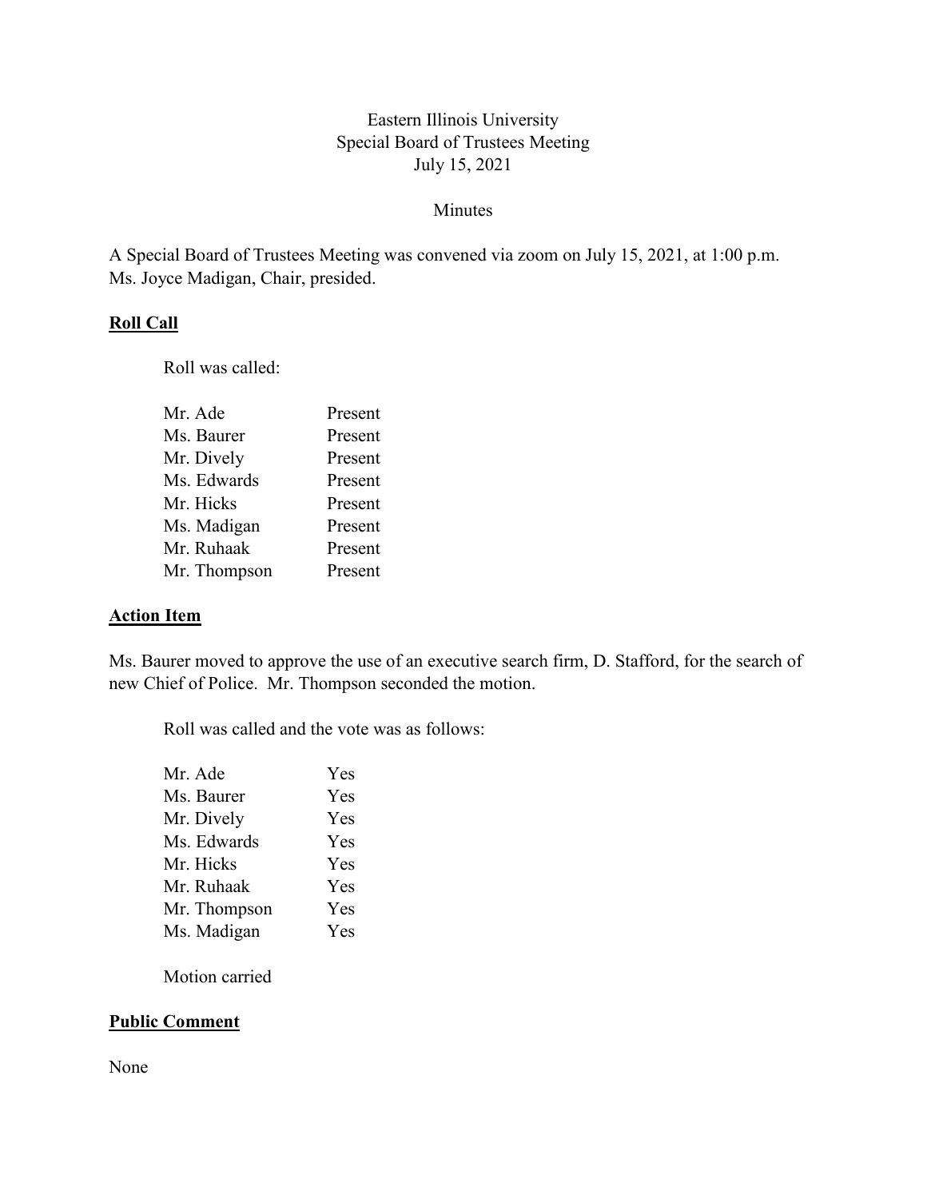Eastern Illinois University
Special Board of Trustees Meeting
July 15, 2021

Minutes

A Special Board of Trustees Meeting was convened via zoom on July 15, 2021, at 1:00 p.m. Ms. Joyce Madigan, Chair, presided.

## Roll Call

Roll was called:

| | |
|---|---|
| Mr. Ade | Present |
| Ms. Baurer | Present |
| Mr. Dively | Present |
| Ms. Edwards | Present |
| Mr. Hicks | Present |
| Ms. Madigan | Present |
| Mr. Ruhaak | Present |
| Mr. Thompson | Present |

## Action Item

Ms. Baurer moved to approve the use of an executive search firm, D. Stafford, for the search of new Chief of Police. Mr. Thompson seconded the motion.

Roll was called and the vote was as follows:

| | |
|---|---|
| Mr. Ade | Yes |
| Ms. Baurer | Yes |
| Mr. Dively | Yes |
| Ms. Edwards | Yes |
| Mr. Hicks | Yes |
| Mr. Ruhaak | Yes |
| Mr. Thompson | Yes |
| Ms. Madigan | Yes |

Motion carried

## Public Comment

None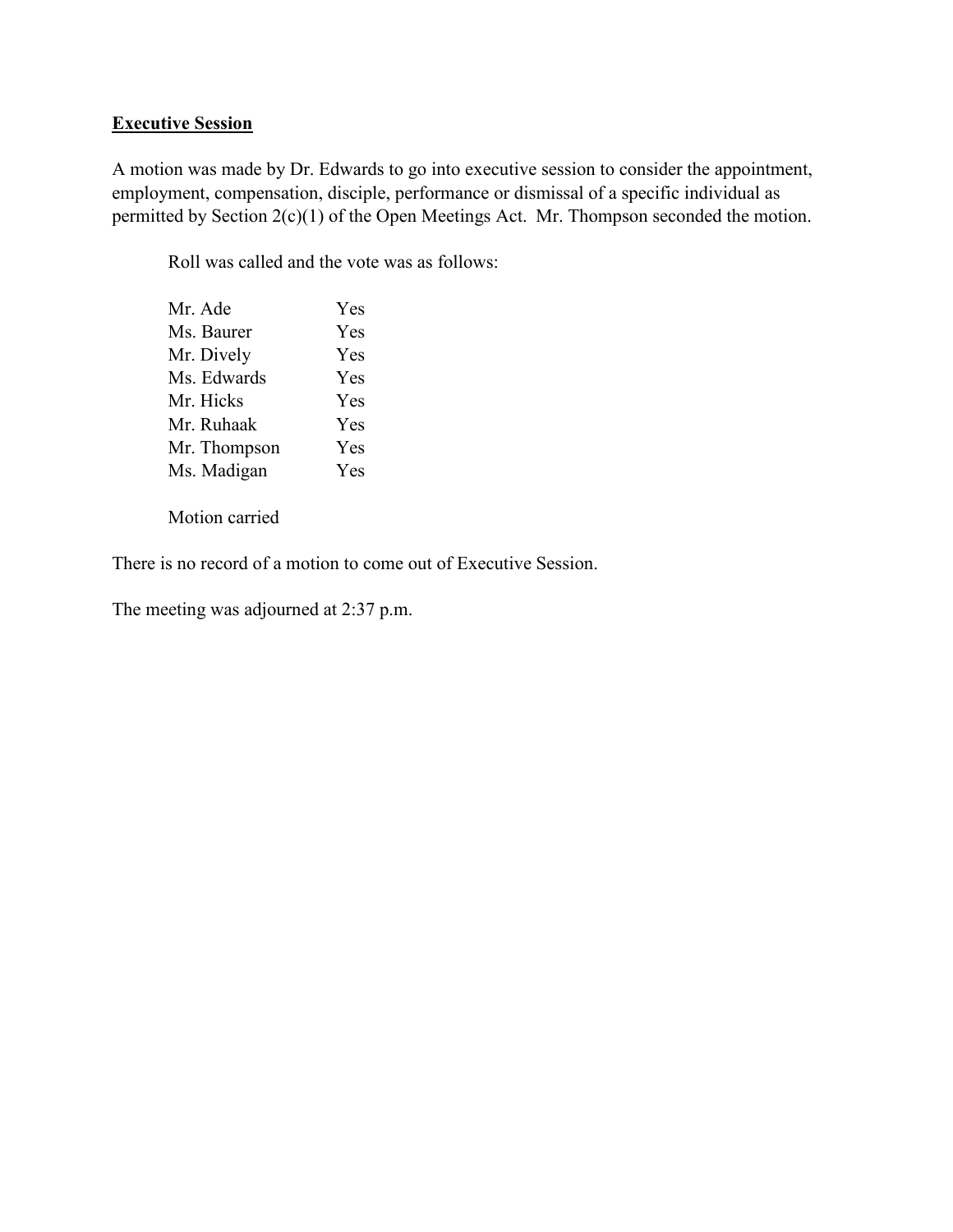**Executive Session**

A motion was made by Dr. Edwards to go into executive session to consider the appointment, employment, compensation, disciple, performance or dismissal of a specific individual as permitted by Section 2(c)(1) of the Open Meetings Act. Mr. Thompson seconded the motion.

Roll was called and the vote was as follows:

| | |
|---|---|
| Mr. Ade | Yes |
| Ms. Baurer | Yes |
| Mr. Dively | Yes |
| Ms. Edwards | Yes |
| Mr. Hicks | Yes |
| Mr. Ruhaak | Yes |
| Mr. Thompson | Yes |
| Ms. Madigan | Yes |

Motion carried

There is no record of a motion to come out of Executive Session.

The meeting was adjourned at 2:37 p.m.